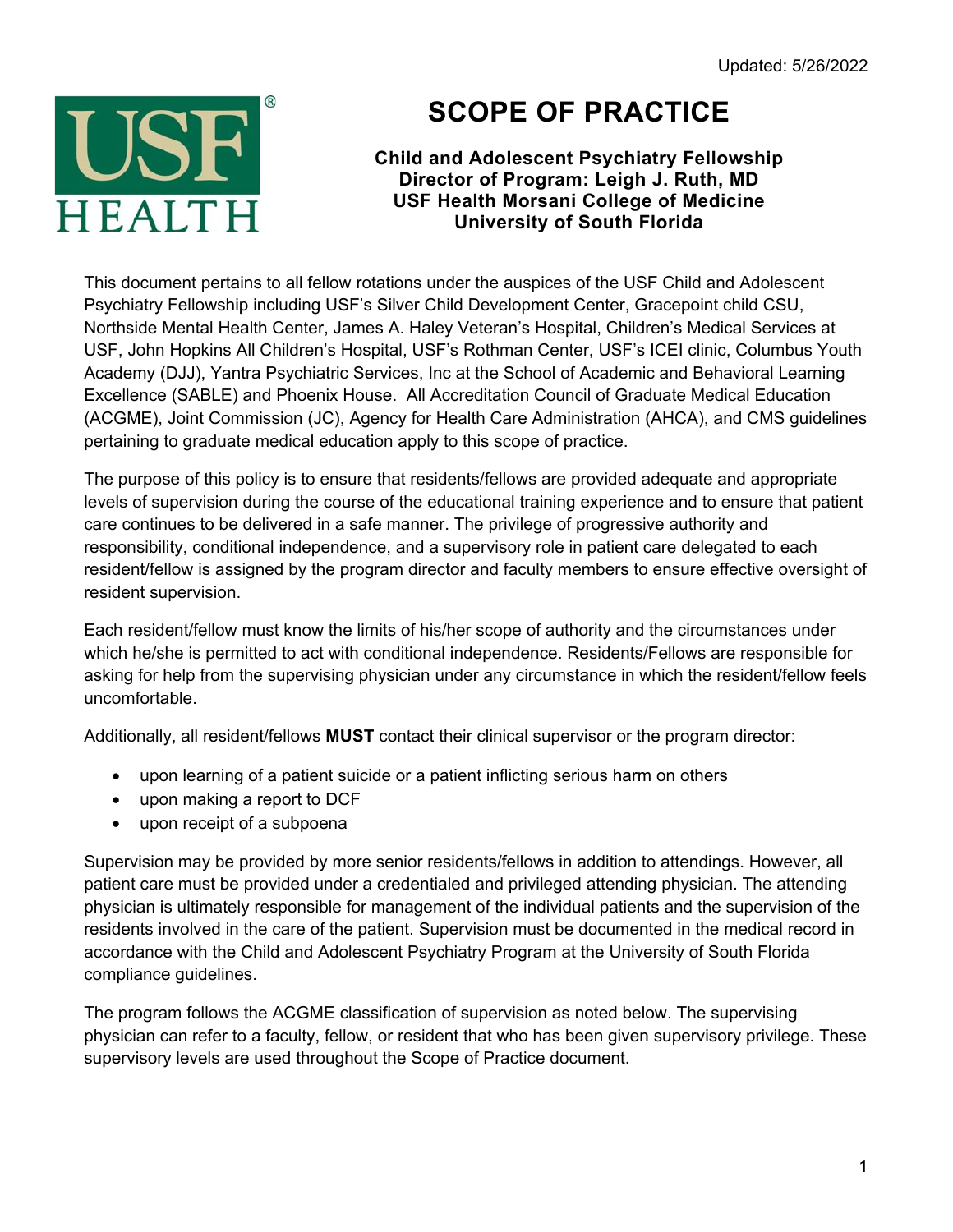Updated: 5/26/2022

# SCOPE OF PRACTICE

**Child and Adolescent Psychiatry Fellowship**
**Director of Program: Leigh J. Ruth, MD**
**USF Health Morsani College of Medicine**
**University of South Florida**

This document pertains to all fellow rotations under the auspices of the USF Child and Adolescent Psychiatry Fellowship including USF's Silver Child Development Center, Gracepoint child CSU, Northside Mental Health Center, James A. Haley Veteran's Hospital, Children's Medical Services at USF, John Hopkins All Children's Hospital, USF's Rothman Center, USF's ICEI clinic, Columbus Youth Academy (DJJ), Yantra Psychiatric Services, Inc at the School of Academic and Behavioral Learning Excellence (SABLE) and Phoenix House. All Accreditation Council of Graduate Medical Education (ACGME), Joint Commission (JC), Agency for Health Care Administration (AHCA), and CMS guidelines pertaining to graduate medical education apply to this scope of practice.

The purpose of this policy is to ensure that residents/fellows are provided adequate and appropriate levels of supervision during the course of the educational training experience and to ensure that patient care continues to be delivered in a safe manner. The privilege of progressive authority and responsibility, conditional independence, and a supervisory role in patient care delegated to each resident/fellow is assigned by the program director and faculty members to ensure effective oversight of resident supervision.

Each resident/fellow must know the limits of his/her scope of authority and the circumstances under which he/she is permitted to act with conditional independence. Residents/Fellows are responsible for asking for help from the supervising physician under any circumstance in which the resident/fellow feels uncomfortable.

Additionally, all resident/fellows **MUST** contact their clinical supervisor or the program director:

- upon learning of a patient suicide or a patient inflicting serious harm on others
- upon making a report to DCF
- upon receipt of a subpoena

Supervision may be provided by more senior residents/fellows in addition to attendings. However, all patient care must be provided under a credentialed and privileged attending physician. The attending physician is ultimately responsible for management of the individual patients and the supervision of the residents involved in the care of the patient. Supervision must be documented in the medical record in accordance with the Child and Adolescent Psychiatry Program at the University of South Florida compliance guidelines.

The program follows the ACGME classification of supervision as noted below. The supervising physician can refer to a faculty, fellow, or resident that who has been given supervisory privilege. These supervisory levels are used throughout the Scope of Practice document.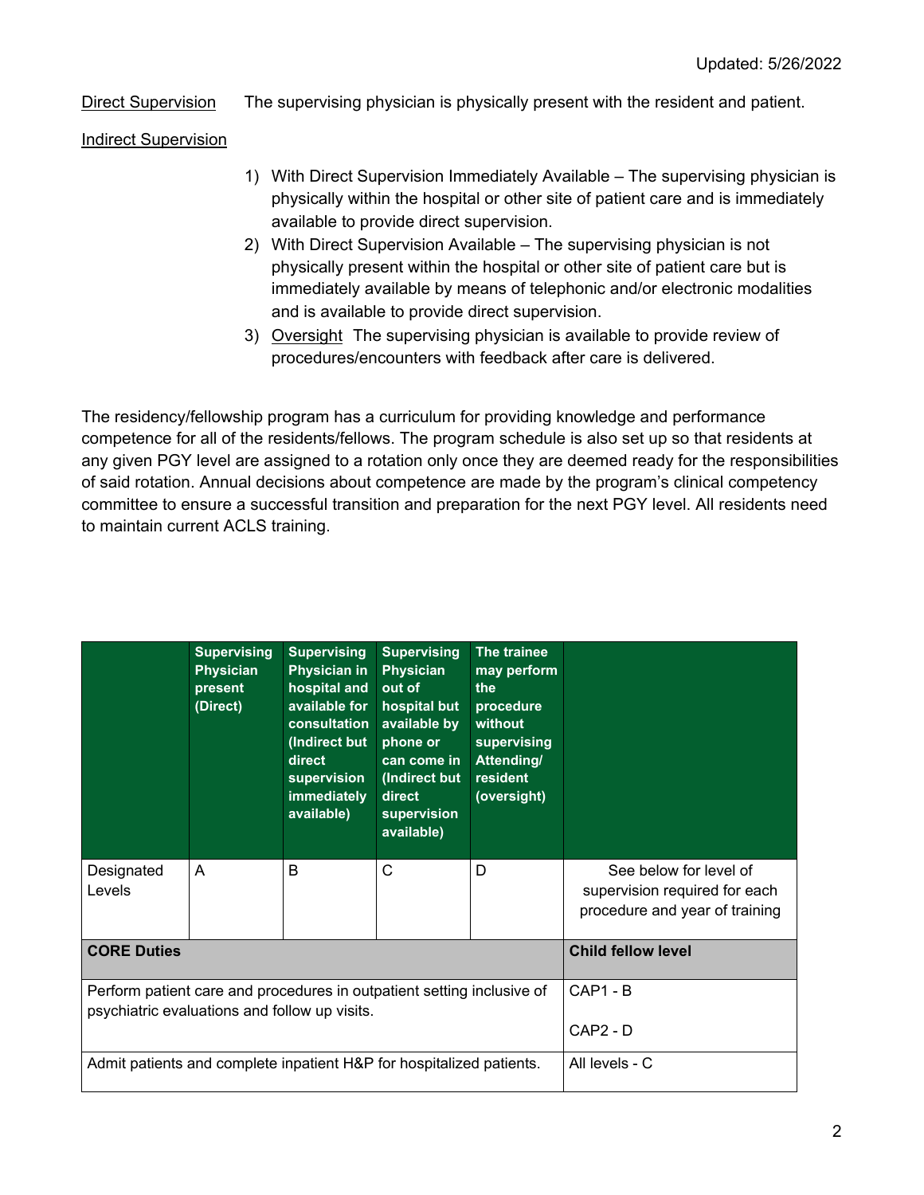Updated: 5/26/2022

<u>Direct Supervision</u> The supervising physician is physically present with the resident and patient.

<u>Indirect Supervision</u>

1) With Direct Supervision Immediately Available – The supervising physician is physically within the hospital or other site of patient care and is immediately available to provide direct supervision.
2) With Direct Supervision Available – The supervising physician is not physically present within the hospital or other site of patient care but is immediately available by means of telephonic and/or electronic modalities and is available to provide direct supervision.
3) <u>Oversight</u> The supervising physician is available to provide review of procedures/encounters with feedback after care is delivered.

The residency/fellowship program has a curriculum for providing knowledge and performance competence for all of the residents/fellows. The program schedule is also set up so that residents at any given PGY level are assigned to a rotation only once they are deemed ready for the responsibilities of said rotation. Annual decisions about competence are made by the program's clinical competency committee to ensure a successful transition and preparation for the next PGY level. All residents need to maintain current ACLS training.

| | Supervising Physician present (Direct) | Supervising Physician in hospital and available for consultation (Indirect but direct supervision immediately available) | Supervising Physician out of hospital but available by phone or can come in (Indirect but direct supervision available) | The trainee may perform the procedure without supervising Attending/ resident (oversight) | |
|---|---|---|---|---|---|
| Designated Levels | A | B | C | D | See below for level of supervision required for each procedure and year of training |
| **CORE Duties** | | | | | **Child fellow level** |
| Perform patient care and procedures in outpatient setting inclusive of psychiatric evaluations and follow up visits. | | | | | CAP1 - B<br>CAP2 - D |
| Admit patients and complete inpatient H&P for hospitalized patients. | | | | | All levels - C |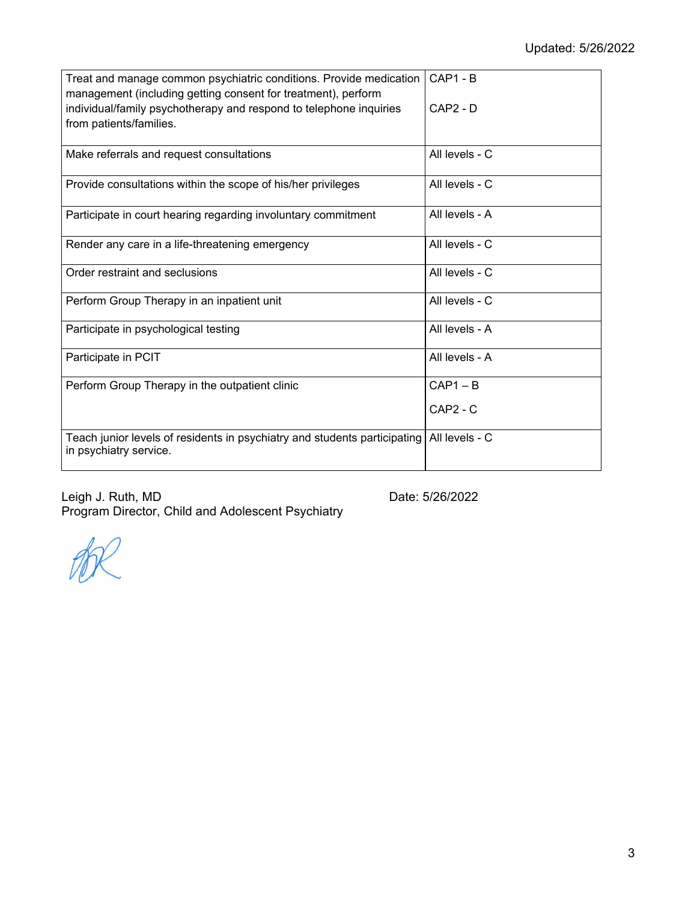| | |
|---|---|
| Treat and manage common psychiatric conditions. Provide medication management (including getting consent for treatment), perform individual/family psychotherapy and respond to telephone inquiries from patients/families. | CAP1 - B<br><br>CAP2 - D |
| Make referrals and request consultations | All levels - C |
| Provide consultations within the scope of his/her privileges | All levels - C |
| Participate in court hearing regarding involuntary commitment | All levels - A |
| Render any care in a life-threatening emergency | All levels - C |
| Order restraint and seclusions | All levels - C |
| Perform Group Therapy in an inpatient unit | All levels - C |
| Participate in psychological testing | All levels - A |
| Participate in PCIT | All levels - A |
| Perform Group Therapy in the outpatient clinic | CAP1 – B<br><br>CAP2 - C |
| Teach junior levels of residents in psychiatry and students participating in psychiatry service. | All levels - C |

Leigh J. Ruth, MD
Program Director, Child and Adolescent Psychiatry

Date: 5/26/2022